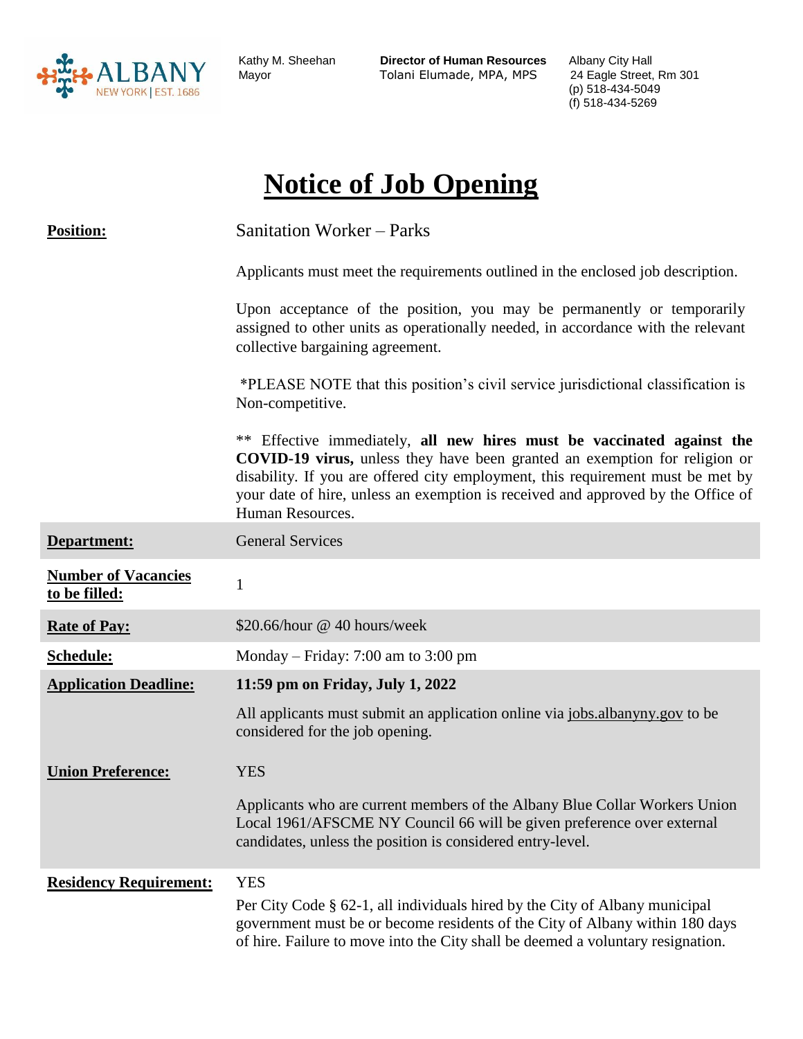ALBANY NEW YORK | EST. 1686

Kathy M. Sheehan
Mayor

**Director of Human Resources**
Tolani Elumade, MPA, MPS

Albany City Hall
24 Eagle Street, Rm 301
(p) 518-434-5049
(f) 518-434-5269

# Notice of Job Opening

**Position:** Sanitation Worker – Parks

Applicants must meet the requirements outlined in the enclosed job description.

Upon acceptance of the position, you may be permanently or temporarily assigned to other units as operationally needed, in accordance with the relevant collective bargaining agreement.

*PLEASE NOTE that this position's civil service jurisdictional classification is Non-competitive.

** Effective immediately, **all new hires must be vaccinated against the COVID-19 virus,** unless they have been granted an exemption for religion or disability. If you are offered city employment, this requirement must be met by your date of hire, unless an exemption is received and approved by the Office of Human Resources.

**Department:** General Services

**Number of Vacancies to be filled:** 1

**Rate of Pay:** $20.66/hour @ 40 hours/week

**Schedule:** Monday – Friday: 7:00 am to 3:00 pm

**Application Deadline:** **11:59 pm on Friday, July 1, 2022**

All applicants must submit an application online via jobs.albanyny.gov to be considered for the job opening.

**Union Preference:** YES

Applicants who are current members of the Albany Blue Collar Workers Union Local 1961/AFSCME NY Council 66 will be given preference over external candidates, unless the position is considered entry-level.

**Residency Requirement:** YES

Per City Code § 62-1, all individuals hired by the City of Albany municipal government must be or become residents of the City of Albany within 180 days of hire. Failure to move into the City shall be deemed a voluntary resignation.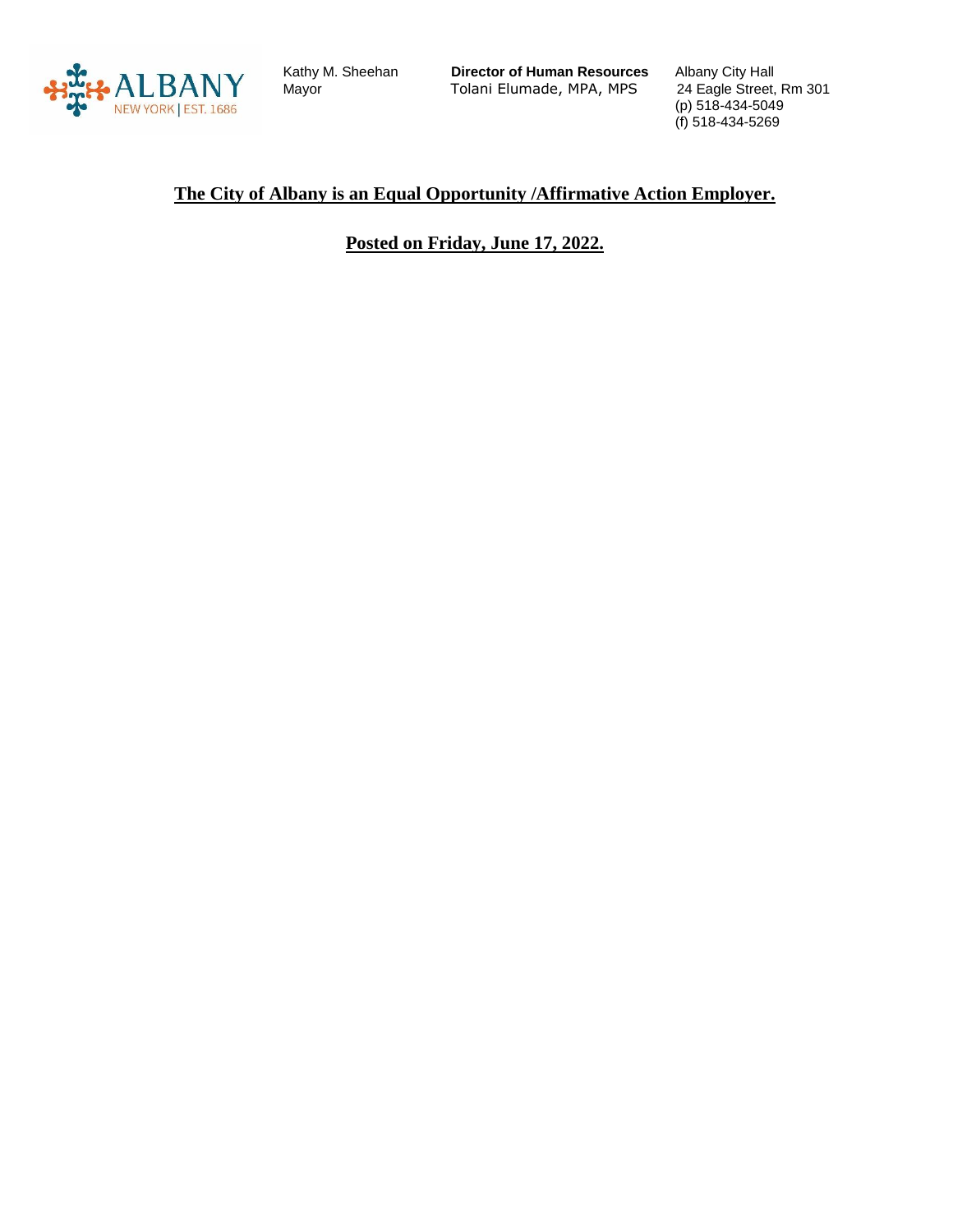Kathy M. Sheehan
Mayor

**Director of Human Resources**
Tolani Elumade, MPA, MPS

Albany City Hall
24 Eagle Street, Rm 301
(p) 518-434-5049
(f) 518-434-5269

**The City of Albany is an Equal Opportunity /Affirmative Action Employer.**

**Posted on Friday, June 17, 2022.**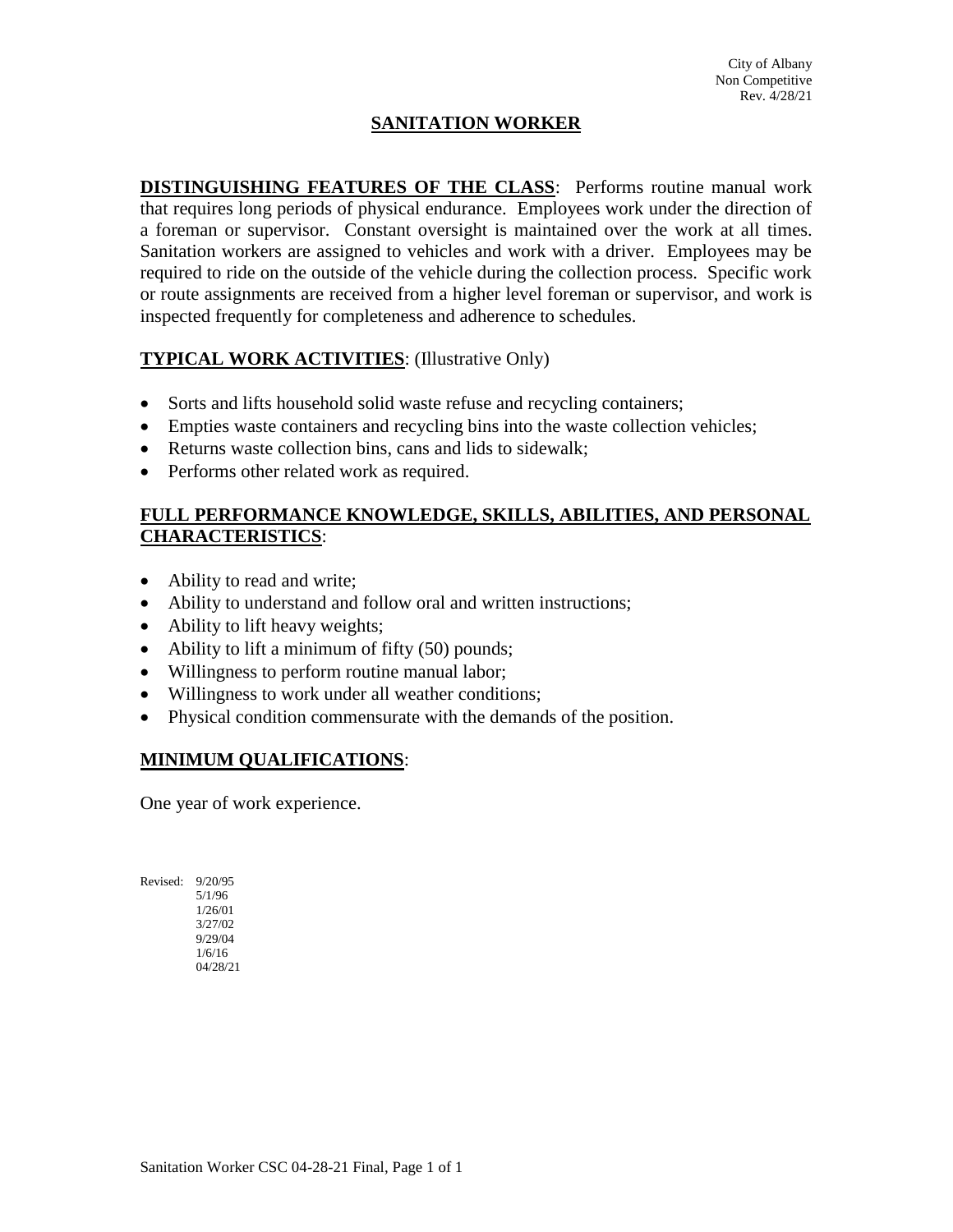City of Albany
Non Competitive
Rev. 4/28/21

# SANITATION WORKER

**DISTINGUISHING FEATURES OF THE CLASS**: Performs routine manual work that requires long periods of physical endurance. Employees work under the direction of a foreman or supervisor. Constant oversight is maintained over the work at all times. Sanitation workers are assigned to vehicles and work with a driver. Employees may be required to ride on the outside of the vehicle during the collection process. Specific work or route assignments are received from a higher level foreman or supervisor, and work is inspected frequently for completeness and adherence to schedules.

## TYPICAL WORK ACTIVITIES: (Illustrative Only)

- Sorts and lifts household solid waste refuse and recycling containers;
- Empties waste containers and recycling bins into the waste collection vehicles;
- Returns waste collection bins, cans and lids to sidewalk;
- Performs other related work as required.

## FULL PERFORMANCE KNOWLEDGE, SKILLS, ABILITIES, AND PERSONAL CHARACTERISTICS:

- Ability to read and write;
- Ability to understand and follow oral and written instructions;
- Ability to lift heavy weights;
- Ability to lift a minimum of fifty (50) pounds;
- Willingness to perform routine manual labor;
- Willingness to work under all weather conditions;
- Physical condition commensurate with the demands of the position.

## MINIMUM QUALIFICATIONS:

One year of work experience.

Revised: 9/20/95
5/1/96
1/26/01
3/27/02
9/29/04
1/6/16
04/28/21